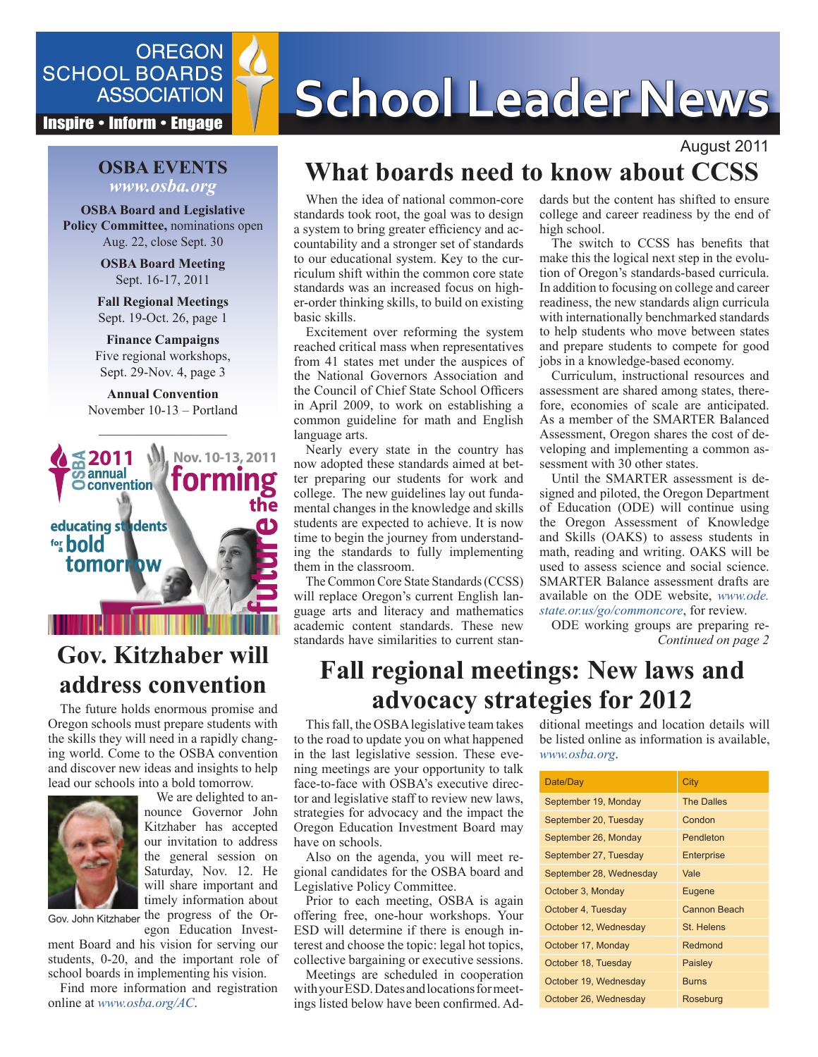# School Leader News

OREGON SCHOOL BOARDS ASSOCIATION

Inspire • Inform • Engage

August 2011

## OSBA EVENTS

*www.osba.org*

**OSBA Board and Legislative Policy Committee,** nominations open Aug. 22, close Sept. 30

**OSBA Board Meeting**
Sept. 16-17, 2011

**Fall Regional Meetings**
Sept. 19-Oct. 26, page 1

**Finance Campaigns**
Five regional workshops, Sept. 29-Nov. 4, page 3

**Annual Convention**
November 10-13 – Portland

OSBA 2011 annual convention — Nov. 10-13, 2011 — forming the future — educating students for a bold tomorrow

# What boards need to know about CCSS

When the idea of national common-core standards took root, the goal was to design a system to bring greater efficiency and accountability and a stronger set of standards to our educational system. Key to the curriculum shift within the common core state standards was an increased focus on higher-order thinking skills, to build on existing basic skills.

Excitement over reforming the system reached critical mass when representatives from 41 states met under the auspices of the National Governors Association and the Council of Chief State School Officers in April 2009, to work on establishing a common guideline for math and English language arts.

Nearly every state in the country has now adopted these standards aimed at better preparing our students for work and college. The new guidelines lay out fundamental changes in the knowledge and skills students are expected to achieve. It is now time to begin the journey from understanding the standards to fully implementing them in the classroom.

The Common Core State Standards (CCSS) will replace Oregon's current English language arts and literacy and mathematics academic content standards. These new standards have similarities to current standards but the content has shifted to ensure college and career readiness by the end of high school.

The switch to CCSS has benefits that make this the logical next step in the evolution of Oregon's standards-based curricula. In addition to focusing on college and career readiness, the new standards align curricula with internationally benchmarked standards to help students who move between states and prepare students to compete for good jobs in a knowledge-based economy.

Curriculum, instructional resources and assessment are shared among states, therefore, economies of scale are anticipated. As a member of the SMARTER Balanced Assessment, Oregon shares the cost of developing and implementing a common assessment with 30 other states.

Until the SMARTER assessment is designed and piloted, the Oregon Department of Education (ODE) will continue using the Oregon Assessment of Knowledge and Skills (OAKS) to assess students in math, reading and writing. OAKS will be used to assess science and social science. SMARTER Balance assessment drafts are available on the ODE website, *www.ode.state.or.us/go/commoncore*, for review.

ODE working groups are preparing re-

*Continued on page 2*

# Gov. Kitzhaber will address convention

The future holds enormous promise and Oregon schools must prepare students with the skills they will need in a rapidly changing world. Come to the OSBA convention and discover new ideas and insights to help lead our schools into a bold tomorrow.

Gov. John Kitzhaber

We are delighted to announce Governor John Kitzhaber has accepted our invitation to address the general session on Saturday, Nov. 12. He will share important and timely information about the progress of the Oregon Education Investment Board and his vision for serving our students, 0-20, and the important role of school boards in implementing his vision.

Find more information and registration online at *www.osba.org/AC*.

# Fall regional meetings: New laws and advocacy strategies for 2012

This fall, the OSBA legislative team takes to the road to update you on what happened in the last legislative session. These evening meetings are your opportunity to talk face-to-face with OSBA's executive director and legislative staff to review new laws, strategies for advocacy and the impact the Oregon Education Investment Board may have on schools.

Also on the agenda, you will meet regional candidates for the OSBA board and Legislative Policy Committee.

Prior to each meeting, OSBA is again offering free, one-hour workshops. Your ESD will determine if there is enough interest and choose the topic: legal hot topics, collective bargaining or executive sessions.

Meetings are scheduled in cooperation with your ESD. Dates and locations for meetings listed below have been confirmed. Additional meetings and location details will be listed online as information is available, *www.osba.org*.

| Date/Day | City |
|---|---|
| September 19, Monday | The Dalles |
| September 20, Tuesday | Condon |
| September 26, Monday | Pendleton |
| September 27, Tuesday | Enterprise |
| September 28, Wednesday | Vale |
| October 3, Monday | Eugene |
| October 4, Tuesday | Cannon Beach |
| October 12, Wednesday | St. Helens |
| October 17, Monday | Redmond |
| October 18, Tuesday | Paisley |
| October 19, Wednesday | Burns |
| October 26, Wednesday | Roseburg |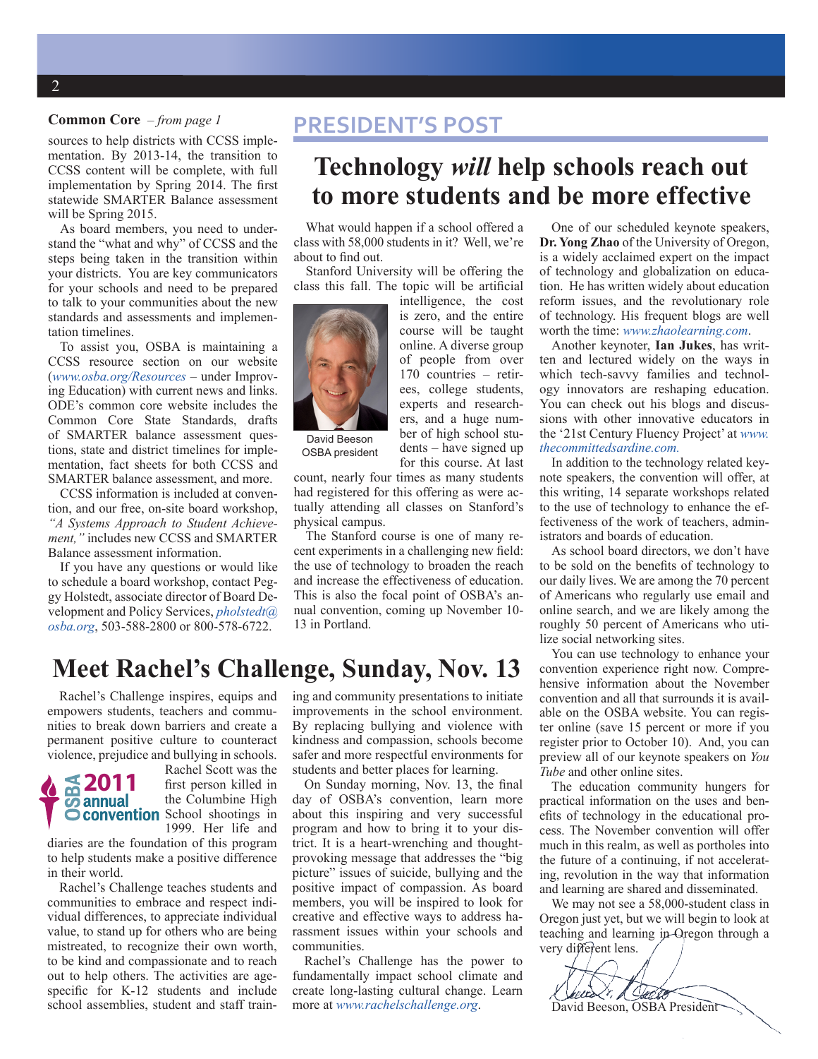**Common Core** – *from page 1*

sources to help districts with CCSS implementation. By 2013-14, the transition to CCSS content will be complete, with full implementation by Spring 2014. The first statewide SMARTER Balance assessment will be Spring 2015.

As board members, you need to understand the "what and why" of CCSS and the steps being taken in the transition within your districts. You are key communicators for your schools and need to be prepared to talk to your communities about the new standards and assessments and implementation timelines.

To assist you, OSBA is maintaining a CCSS resource section on our website (*www.osba.org/Resources* – under Improving Education) with current news and links. ODE's common core website includes the Common Core State Standards, drafts of SMARTER balance assessment questions, state and district timelines for implementation, fact sheets for both CCSS and SMARTER balance assessment, and more.

CCSS information is included at convention, and our free, on-site board workshop, *"A Systems Approach to Student Achievement,"* includes new CCSS and SMARTER Balance assessment information.

If you have any questions or would like to schedule a board workshop, contact Peggy Holstedt, associate director of Board Development and Policy Services, *pholstedt@osba.org*, 503-588-2800 or 800-578-6722.

## PRESIDENT'S POST

# Technology *will* help schools reach out to more students and be more effective

What would happen if a school offered a class with 58,000 students in it? Well, we're about to find out.

Stanford University will be offering the class this fall. The topic will be artificial intelligence, the cost is zero, and the entire course will be taught online. A diverse group of people from over 170 countries – retirees, college students, experts and researchers, and a huge number of high school students – have signed up for this course. At last count, nearly four times as many students had registered for this offering as were actually attending all classes on Stanford's physical campus.

David Beeson
OSBA president

The Stanford course is one of many recent experiments in a challenging new field: the use of technology to broaden the reach and increase the effectiveness of education. This is also the focal point of OSBA's annual convention, coming up November 10-13 in Portland.

One of our scheduled keynote speakers, **Dr. Yong Zhao** of the University of Oregon, is a widely acclaimed expert on the impact of technology and globalization on education. He has written widely about education reform issues, and the revolutionary role of technology. His frequent blogs are well worth the time: *www.zhaolearning.com*.

Another keynoter, **Ian Jukes**, has written and lectured widely on the ways in which tech-savvy families and technology innovators are reshaping education. You can check out his blogs and discussions with other innovative educators in the '21st Century Fluency Project' at *www.thecommittedsardine.com.*

In addition to the technology related keynote speakers, the convention will offer, at this writing, 14 separate workshops related to the use of technology to enhance the effectiveness of the work of teachers, administrators and boards of education.

As school board directors, we don't have to be sold on the benefits of technology to our daily lives. We are among the 70 percent of Americans who regularly use email and online search, and we are likely among the roughly 50 percent of Americans who utilize social networking sites.

You can use technology to enhance your convention experience right now. Comprehensive information about the November convention and all that surrounds it is available on the OSBA website. You can register online (save 15 percent or more if you register prior to October 10). And, you can preview all of our keynote speakers on *You Tube* and other online sites.

The education community hungers for practical information on the uses and benefits of technology in the educational process. The November convention will offer much in this realm, as well as portholes into the future of a continuing, if not accelerating, revolution in the way that information and learning are shared and disseminated.

We may not see a 58,000-student class in Oregon just yet, but we will begin to look at teaching and learning in Oregon through a very different lens.

David Beeson, OSBA President

# Meet Rachel's Challenge, Sunday, Nov. 13

Rachel's Challenge inspires, equips and empowers students, teachers and communities to break down barriers and create a permanent positive culture to counteract violence, prejudice and bullying in schools.

OSBA 2011 annual convention

Rachel Scott was the first person killed in the Columbine High School shootings in 1999. Her life and diaries are the foundation of this program to help students make a positive difference in their world.

Rachel's Challenge teaches students and communities to embrace and respect individual differences, to appreciate individual value, to stand up for others who are being mistreated, to recognize their own worth, to be kind and compassionate and to reach out to help others. The activities are age-specific for K-12 students and include school assemblies, student and staff training and community presentations to initiate improvements in the school environment. By replacing bullying and violence with kindness and compassion, schools become safer and more respectful environments for students and better places for learning.

On Sunday morning, Nov. 13, the final day of OSBA's convention, learn more about this inspiring and very successful program and how to bring it to your district. It is a heart-wrenching and thought-provoking message that addresses the "big picture" issues of suicide, bullying and the positive impact of compassion. As board members, you will be inspired to look for creative and effective ways to address harassment issues within your schools and communities.

Rachel's Challenge has the power to fundamentally impact school climate and create long-lasting cultural change. Learn more at *www.rachelschallenge.org*.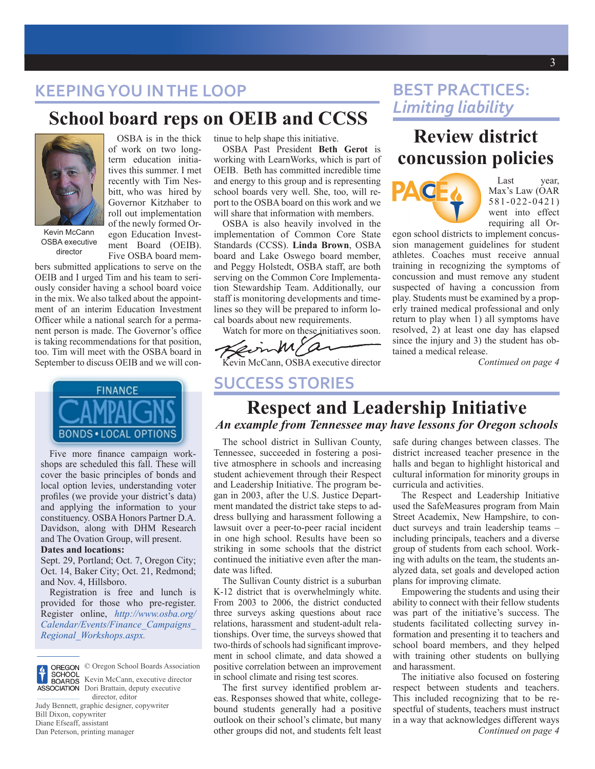## KEEPING YOU IN THE LOOP

# School board reps on OEIB and CCSS

Kevin McCann
OSBA executive director

OSBA is in the thick of work on two long-term education initiatives this summer. I met recently with Tim Nesbitt, who was hired by Governor Kitzhaber to roll out implementation of the newly formed Oregon Education Investment Board (OEIB). Five OSBA board members submitted applications to serve on the OEIB and I urged Tim and his team to seriously consider having a school board voice in the mix. We also talked about the appointment of an interim Education Investment Officer while a national search for a permanent person is made. The Governor's office is taking recommendations for that position, too. Tim will meet with the OSBA board in September to discuss OEIB and we will continue to help shape this initiative.

OSBA Past President **Beth Gerot** is working with LearnWorks, which is part of OEIB. Beth has committed incredible time and energy to this group and is representing school boards very well. She, too, will report to the OSBA board on this work and we will share that information with members.

OSBA is also heavily involved in the implementation of Common Core State Standards (CCSS). **Linda Brown**, OSBA board and Lake Oswego board member, and Peggy Holstedt, OSBA staff, are both serving on the Common Core Implementation Stewardship Team. Additionally, our staff is monitoring developments and timelines so they will be prepared to inform local boards about new requirements.

Watch for more on these initiatives soon.

Kevin McCann, OSBA executive director

## BEST PRACTICES: *Limiting liability*

# Review district concussion policies

PACE

Last year, Max's Law (OAR 581-022-0421) went into effect requiring all Oregon school districts to implement concussion management guidelines for student athletes. Coaches must receive annual training in recognizing the symptoms of concussion and must remove any student suspected of having a concussion from play. Students must be examined by a properly trained medical professional and only return to play when 1) all symptoms have resolved, 2) at least one day has elapsed since the injury and 3) the student has obtained a medical release.

*Continued on page 4*

FINANCE CAMPAIGNS
BONDS • LOCAL OPTIONS

Five more finance campaign workshops are scheduled this fall. These will cover the basic principles of bonds and local option levies, understanding voter profiles (we provide your district's data) and applying the information to your constituency. OSBA Honors Partner D.A. Davidson, along with DHM Research and The Ovation Group, will present.

**Dates and locations:**

Sept. 29, Portland; Oct. 7, Oregon City; Oct. 14, Baker City; Oct. 21, Redmond; and Nov. 4, Hillsboro.

Registration is free and lunch is provided for those who pre-register. Register online, *http://www.osba.org/Calendar/Events/Finance_Campaigns_Regional_Workshops.aspx.*

## SUCCESS STORIES

# Respect and Leadership Initiative

***An example from Tennessee may have lessons for Oregon schools***

The school district in Sullivan County, Tennessee, succeeded in fostering a positive atmosphere in schools and increasing student achievement through their Respect and Leadership Initiative. The program began in 2003, after the U.S. Justice Department mandated the district take steps to address bullying and harassment following a lawsuit over a peer-to-peer racial incident in one high school. Results have been so striking in some schools that the district continued the initiative even after the mandate was lifted.

The Sullivan County district is a suburban K-12 district that is overwhelmingly white. From 2003 to 2006, the district conducted three surveys asking questions about race relations, harassment and student-adult relationships. Over time, the surveys showed that two-thirds of schools had significant improvement in school climate, and data showed a positive correlation between an improvement in school climate and rising test scores.

The first survey identified problem areas. Responses showed that white, college-bound students generally had a positive outlook on their school's climate, but many other groups did not, and students felt least safe during changes between classes. The district increased teacher presence in the halls and began to highlight historical and cultural information for minority groups in curricula and activities.

The Respect and Leadership Initiative used the SafeMeasures program from Main Street Academix, New Hampshire, to conduct surveys and train leadership teams – including principals, teachers and a diverse group of students from each school. Working with adults on the team, the students analyzed data, set goals and developed action plans for improving climate.

Empowering the students and using their ability to connect with their fellow students was part of the initiative's success. The students facilitated collecting survey information and presenting it to teachers and school board members, and they helped with training other students on bullying and harassment.

The initiative also focused on fostering respect between students and teachers. This included recognizing that to be respectful of students, teachers must instruct in a way that acknowledges different ways

*Continued on page 4*

OREGON SCHOOL BOARDS ASSOCIATION

© Oregon School Boards Association
Kevin McCann, executive director
Dori Brattain, deputy executive director, editor
Judy Bennett, graphic designer, copywriter
Bill Dixon, copywriter
Diane Efseaff, assistant
Dan Peterson, printing manager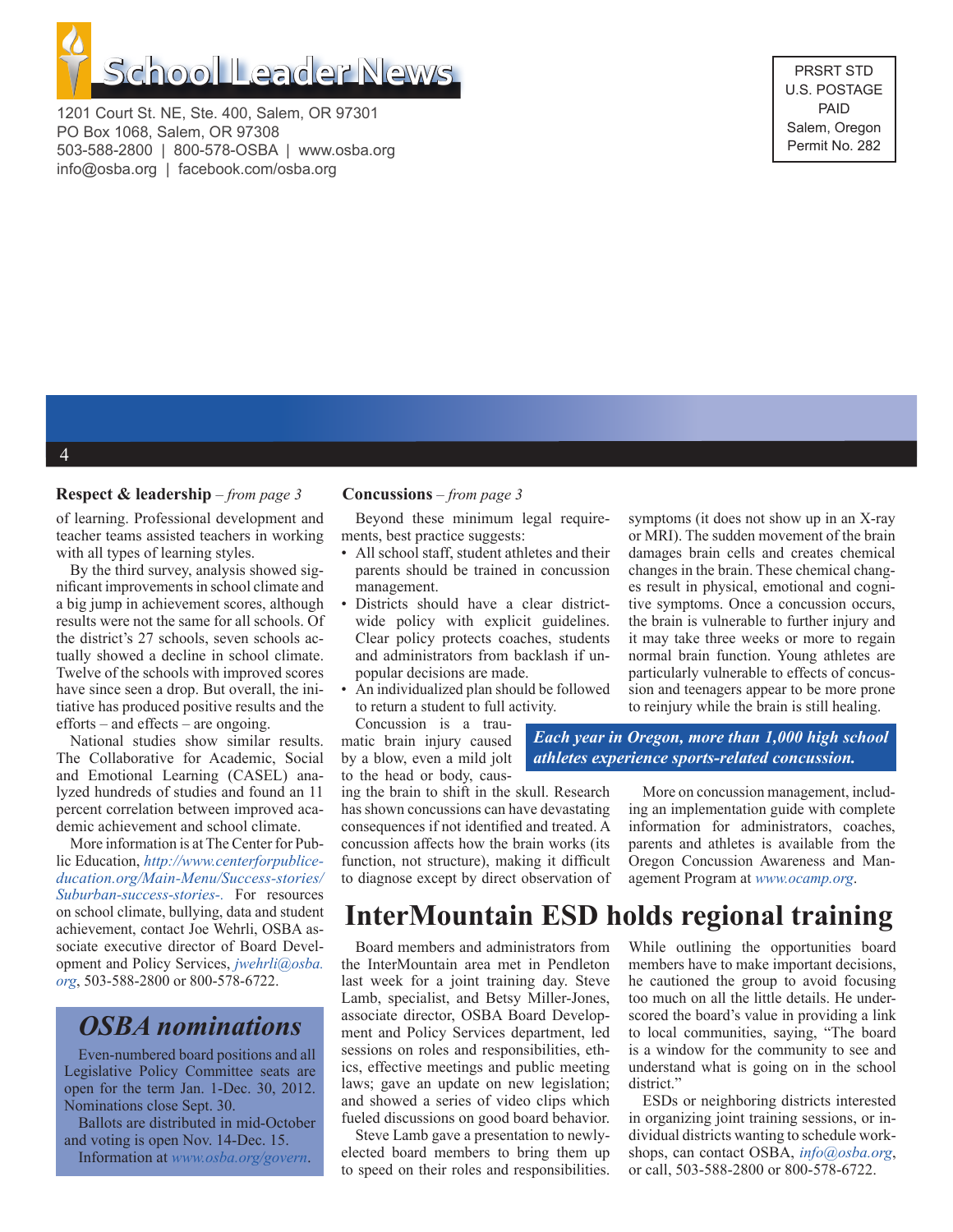# School Leader News

1201 Court St. NE, Ste. 400, Salem, OR 97301
PO Box 1068, Salem, OR 97308
503-588-2800 | 800-578-OSBA | www.osba.org
info@osba.org | facebook.com/osba.org

PRSRT STD
U.S. POSTAGE
PAID
Salem, Oregon
Permit No. 282

**Respect & leadership** – *from page 3*

of learning. Professional development and teacher teams assisted teachers in working with all types of learning styles.

By the third survey, analysis showed significant improvements in school climate and a big jump in achievement scores, although results were not the same for all schools. Of the district's 27 schools, seven schools actually showed a decline in school climate. Twelve of the schools with improved scores have since seen a drop. But overall, the initiative has produced positive results and the efforts – and effects – are ongoing.

National studies show similar results. The Collaborative for Academic, Social and Emotional Learning (CASEL) analyzed hundreds of studies and found an 11 percent correlation between improved academic achievement and school climate.

More information is at The Center for Public Education, *http://www.centerforpubliceducation.org/Main-Menu/Success-stories/Suburban-success-stories-*. For resources on school climate, bullying, data and student achievement, contact Joe Wehrli, OSBA associate executive director of Board Development and Policy Services, *jwehrli@osba.org*, 503-588-2800 or 800-578-6722.

## OSBA nominations

Even-numbered board positions and all Legislative Policy Committee seats are open for the term Jan. 1-Dec. 30, 2012. Nominations close Sept. 30.

Ballots are distributed in mid-October and voting is open Nov. 14-Dec. 15.

Information at *www.osba.org/govern*.

**Concussions** – *from page 3*

Beyond these minimum legal requirements, best practice suggests:

- All school staff, student athletes and their parents should be trained in concussion management.
- Districts should have a clear districtwide policy with explicit guidelines. Clear policy protects coaches, students and administrators from backlash if unpopular decisions are made.
- An individualized plan should be followed to return a student to full activity.

Concussion is a traumatic brain injury caused by a blow, even a mild jolt to the head or body, causing the brain to shift in the skull. Research has shown concussions can have devastating consequences if not identified and treated. A concussion affects how the brain works (its function, not structure), making it difficult to diagnose except by direct observation of symptoms (it does not show up in an X-ray or MRI). The sudden movement of the brain damages brain cells and creates chemical changes in the brain. These chemical changes result in physical, emotional and cognitive symptoms. Once a concussion occurs, the brain is vulnerable to further injury and it may take three weeks or more to regain normal brain function. Young athletes are particularly vulnerable to effects of concussion and teenagers appear to be more prone to reinjury while the brain is still healing.

***Each year in Oregon, more than 1,000 high school athletes experience sports-related concussion.***

More on concussion management, including an implementation guide with complete information for administrators, coaches, parents and athletes is available from the Oregon Concussion Awareness and Management Program at *www.ocamp.org*.

# InterMountain ESD holds regional training

Board members and administrators from the InterMountain area met in Pendleton last week for a joint training day. Steve Lamb, specialist, and Betsy Miller-Jones, associate director, OSBA Board Development and Policy Services department, led sessions on roles and responsibilities, ethics, effective meetings and public meeting laws; gave an update on new legislation; and showed a series of video clips which fueled discussions on good board behavior.

Steve Lamb gave a presentation to newly-elected board members to bring them up to speed on their roles and responsibilities. While outlining the opportunities board members have to make important decisions, he cautioned the group to avoid focusing too much on all the little details. He underscored the board's value in providing a link to local communities, saying, "The board is a window for the community to see and understand what is going on in the school district."

ESDs or neighboring districts interested in organizing joint training sessions, or individual districts wanting to schedule workshops, can contact OSBA, *info@osba.org*, or call, 503-588-2800 or 800-578-6722.